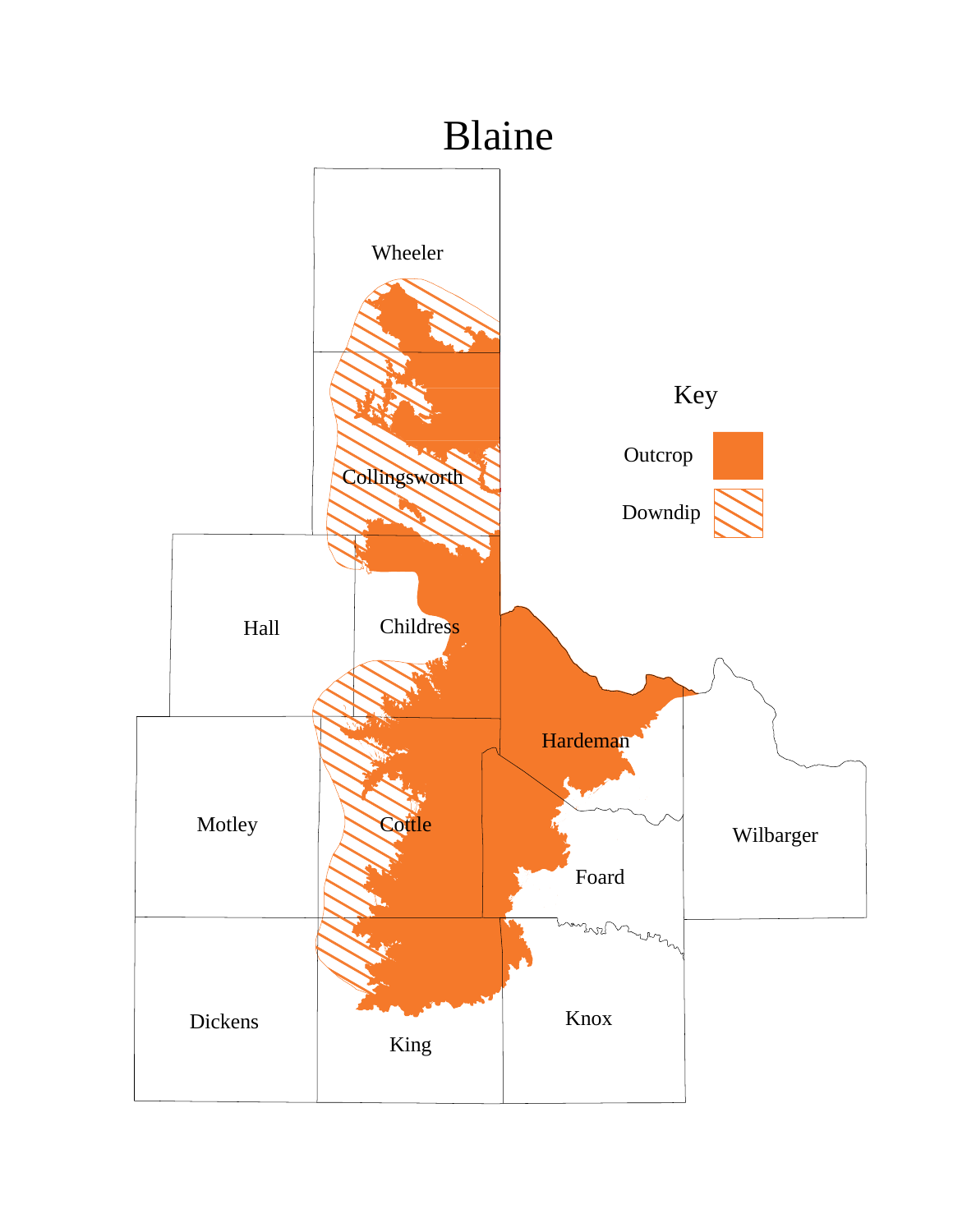# Blaine

Wheeler

Collingsworth

Hall

Childress

Hardeman

Motley

Cottle

Foard

Wilbarger

Dickens

King

Knox

Key

Outcrop

Downdip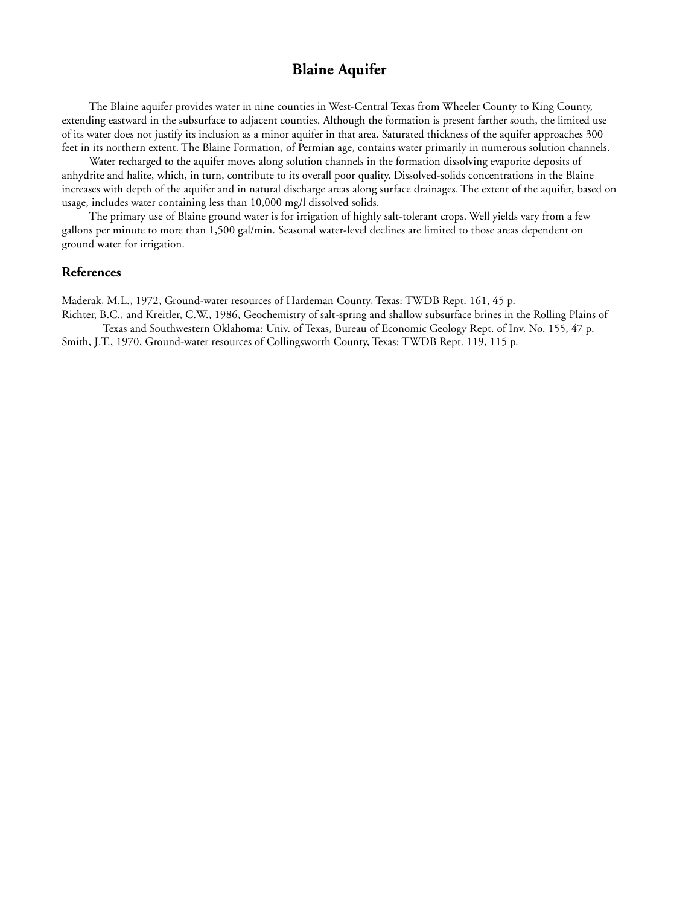# Blaine Aquifer

The Blaine aquifer provides water in nine counties in West-Central Texas from Wheeler County to King County, extending eastward in the subsurface to adjacent counties. Although the formation is present farther south, the limited use of its water does not justify its inclusion as a minor aquifer in that area. Saturated thickness of the aquifer approaches 300 feet in its northern extent. The Blaine Formation, of Permian age, contains water primarily in numerous solution channels.

Water recharged to the aquifer moves along solution channels in the formation dissolving evaporite deposits of anhydrite and halite, which, in turn, contribute to its overall poor quality. Dissolved-solids concentrations in the Blaine increases with depth of the aquifer and in natural discharge areas along surface drainages. The extent of the aquifer, based on usage, includes water containing less than 10,000 mg/l dissolved solids.

The primary use of Blaine ground water is for irrigation of highly salt-tolerant crops. Well yields vary from a few gallons per minute to more than 1,500 gal/min. Seasonal water-level declines are limited to those areas dependent on ground water for irrigation.

## References

Maderak, M.L., 1972, Ground-water resources of Hardeman County, Texas: TWDB Rept. 161, 45 p.

Richter, B.C., and Kreitler, C.W., 1986, Geochemistry of salt-spring and shallow subsurface brines in the Rolling Plains of Texas and Southwestern Oklahoma: Univ. of Texas, Bureau of Economic Geology Rept. of Inv. No. 155, 47 p.

Smith, J.T., 1970, Ground-water resources of Collingsworth County, Texas: TWDB Rept. 119, 115 p.